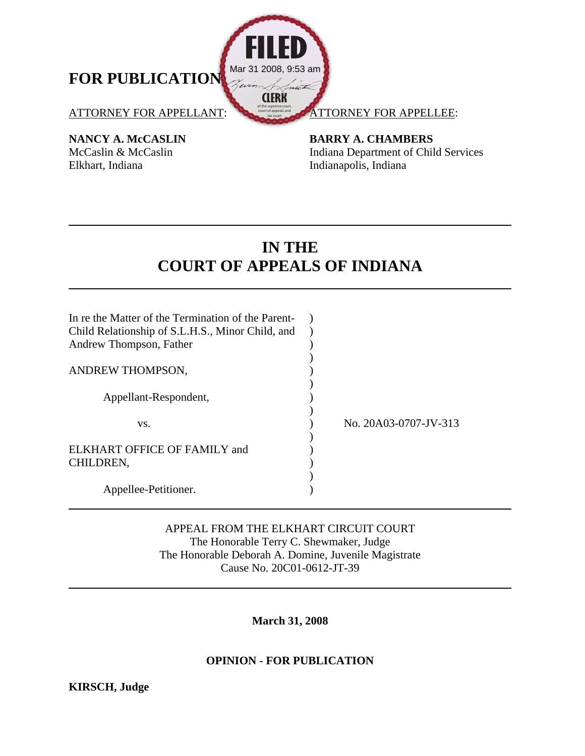**FOR PUBLICATION**

FILED
Mar 31 2008, 9:53 am
CLERK
of the supreme court, court of appeals and tax court

ATTORNEY FOR APPELLANT:

**NANCY A. McCASLIN**
McCaslin & McCaslin
Elkhart, Indiana

ATTORNEY FOR APPELLEE:

**BARRY A. CHAMBERS**
Indiana Department of Child Services
Indianapolis, Indiana

---

# IN THE COURT OF APPEALS OF INDIANA

---

In re the Matter of the Termination of the Parent-Child Relationship of S.L.H.S., Minor Child, and Andrew Thompson, Father

ANDREW THOMPSON,

Appellant-Respondent,

vs.

ELKHART OFFICE OF FAMILY and CHILDREN,

Appellee-Petitioner.

No. 20A03-0707-JV-313

---

APPEAL FROM THE ELKHART CIRCUIT COURT
The Honorable Terry C. Shewmaker, Judge
The Honorable Deborah A. Domine, Juvenile Magistrate
Cause No. 20C01-0612-JT-39

---

**March 31, 2008**

**OPINION - FOR PUBLICATION**

**KIRSCH, Judge**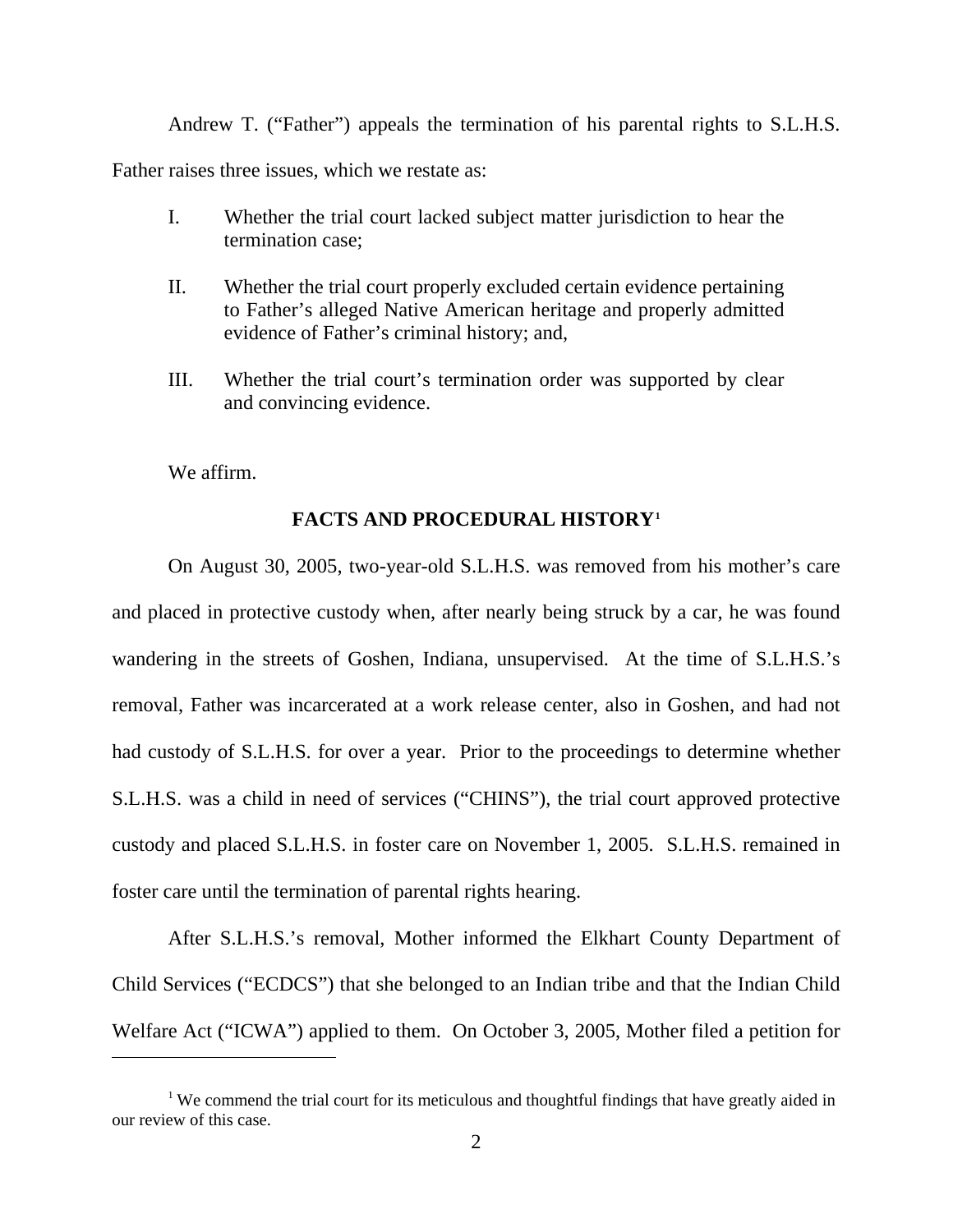Andrew T. ("Father") appeals the termination of his parental rights to S.L.H.S. Father raises three issues, which we restate as:

I. Whether the trial court lacked subject matter jurisdiction to hear the termination case;

II. Whether the trial court properly excluded certain evidence pertaining to Father's alleged Native American heritage and properly admitted evidence of Father's criminal history; and,

III. Whether the trial court's termination order was supported by clear and convincing evidence.

We affirm.

## FACTS AND PROCEDURAL HISTORY[1]

On August 30, 2005, two-year-old S.L.H.S. was removed from his mother's care and placed in protective custody when, after nearly being struck by a car, he was found wandering in the streets of Goshen, Indiana, unsupervised. At the time of S.L.H.S.'s removal, Father was incarcerated at a work release center, also in Goshen, and had not had custody of S.L.H.S. for over a year. Prior to the proceedings to determine whether S.L.H.S. was a child in need of services ("CHINS"), the trial court approved protective custody and placed S.L.H.S. in foster care on November 1, 2005. S.L.H.S. remained in foster care until the termination of parental rights hearing.

After S.L.H.S.'s removal, Mother informed the Elkhart County Department of Child Services ("ECDCS") that she belonged to an Indian tribe and that the Indian Child Welfare Act ("ICWA") applied to them. On October 3, 2005, Mother filed a petition for

---

[1] We commend the trial court for its meticulous and thoughtful findings that have greatly aided in our review of this case.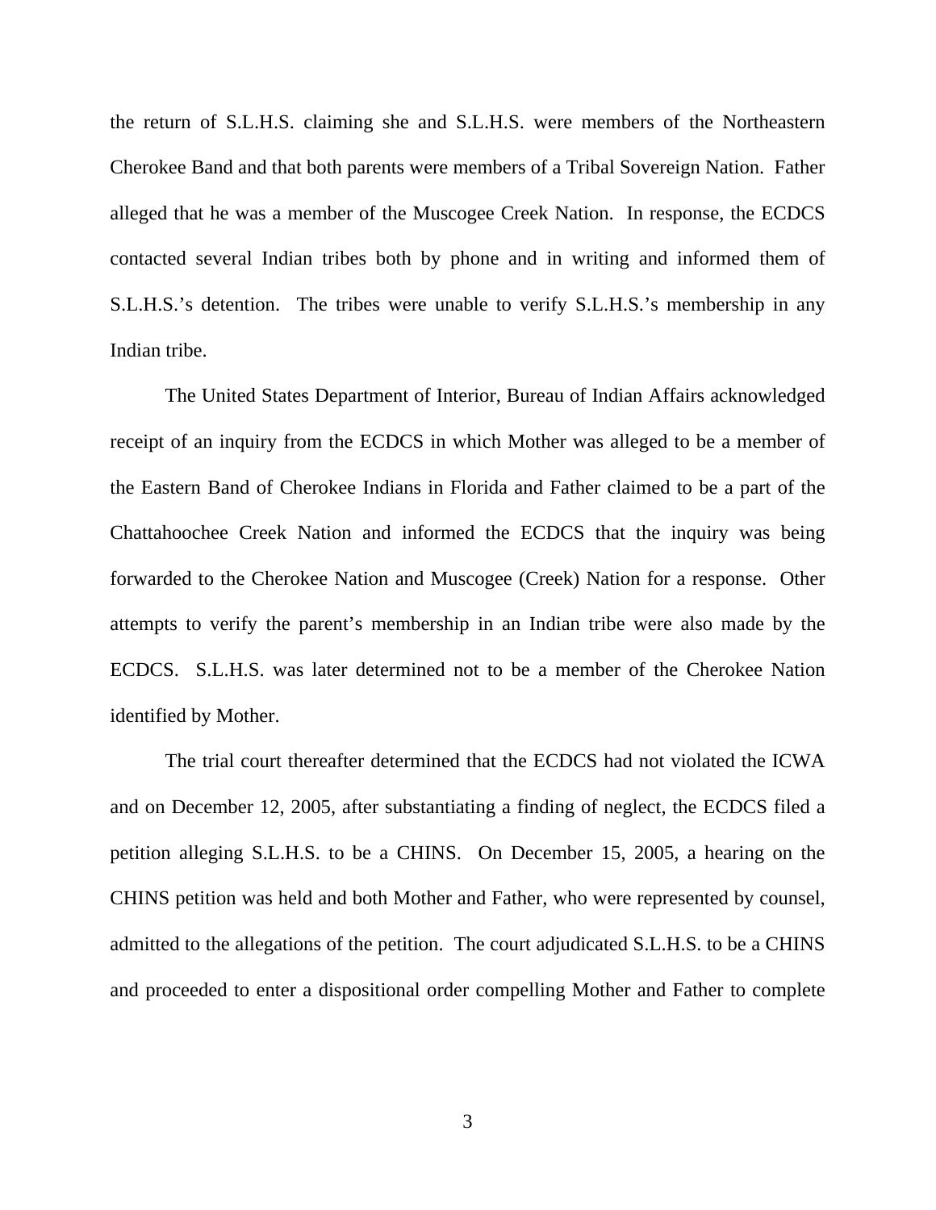the return of S.L.H.S. claiming she and S.L.H.S. were members of the Northeastern Cherokee Band and that both parents were members of a Tribal Sovereign Nation. Father alleged that he was a member of the Muscogee Creek Nation. In response, the ECDCS contacted several Indian tribes both by phone and in writing and informed them of S.L.H.S.'s detention. The tribes were unable to verify S.L.H.S.'s membership in any Indian tribe.

The United States Department of Interior, Bureau of Indian Affairs acknowledged receipt of an inquiry from the ECDCS in which Mother was alleged to be a member of the Eastern Band of Cherokee Indians in Florida and Father claimed to be a part of the Chattahoochee Creek Nation and informed the ECDCS that the inquiry was being forwarded to the Cherokee Nation and Muscogee (Creek) Nation for a response. Other attempts to verify the parent's membership in an Indian tribe were also made by the ECDCS. S.L.H.S. was later determined not to be a member of the Cherokee Nation identified by Mother.

The trial court thereafter determined that the ECDCS had not violated the ICWA and on December 12, 2005, after substantiating a finding of neglect, the ECDCS filed a petition alleging S.L.H.S. to be a CHINS. On December 15, 2005, a hearing on the CHINS petition was held and both Mother and Father, who were represented by counsel, admitted to the allegations of the petition. The court adjudicated S.L.H.S. to be a CHINS and proceeded to enter a dispositional order compelling Mother and Father to complete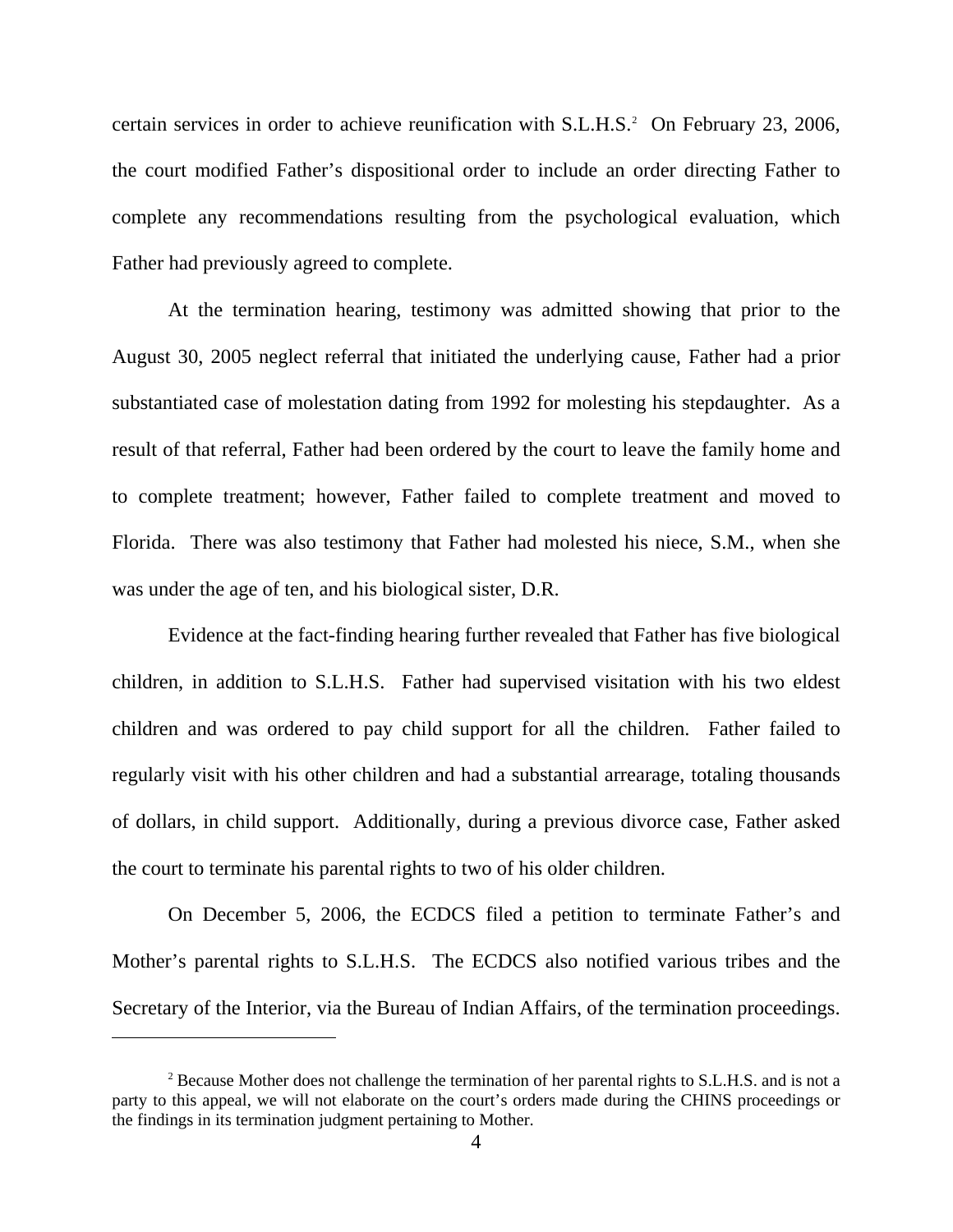certain services in order to achieve reunification with S.L.H.S.[2] On February 23, 2006, the court modified Father's dispositional order to include an order directing Father to complete any recommendations resulting from the psychological evaluation, which Father had previously agreed to complete.

At the termination hearing, testimony was admitted showing that prior to the August 30, 2005 neglect referral that initiated the underlying cause, Father had a prior substantiated case of molestation dating from 1992 for molesting his stepdaughter. As a result of that referral, Father had been ordered by the court to leave the family home and to complete treatment; however, Father failed to complete treatment and moved to Florida. There was also testimony that Father had molested his niece, S.M., when she was under the age of ten, and his biological sister, D.R.

Evidence at the fact-finding hearing further revealed that Father has five biological children, in addition to S.L.H.S. Father had supervised visitation with his two eldest children and was ordered to pay child support for all the children. Father failed to regularly visit with his other children and had a substantial arrearage, totaling thousands of dollars, in child support. Additionally, during a previous divorce case, Father asked the court to terminate his parental rights to two of his older children.

On December 5, 2006, the ECDCS filed a petition to terminate Father's and Mother's parental rights to S.L.H.S. The ECDCS also notified various tribes and the Secretary of the Interior, via the Bureau of Indian Affairs, of the termination proceedings.

---

[2] Because Mother does not challenge the termination of her parental rights to S.L.H.S. and is not a party to this appeal, we will not elaborate on the court's orders made during the CHINS proceedings or the findings in its termination judgment pertaining to Mother.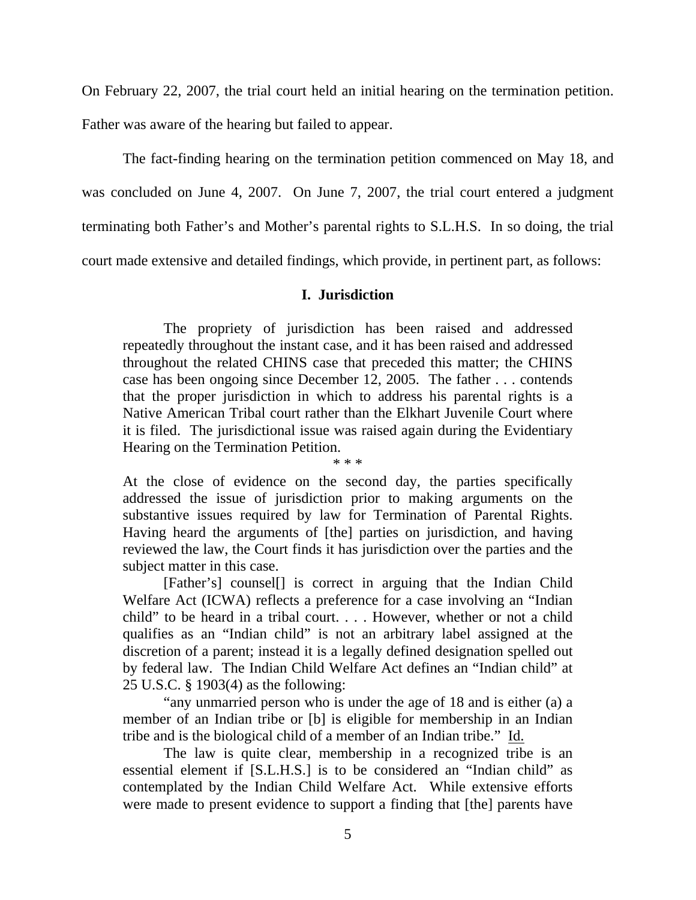On February 22, 2007, the trial court held an initial hearing on the termination petition. Father was aware of the hearing but failed to appear.

The fact-finding hearing on the termination petition commenced on May 18, and was concluded on June 4, 2007. On June 7, 2007, the trial court entered a judgment terminating both Father's and Mother's parental rights to S.L.H.S. In so doing, the trial court made extensive and detailed findings, which provide, in pertinent part, as follows:

> **I. Jurisdiction**
>
> The propriety of jurisdiction has been raised and addressed repeatedly throughout the instant case, and it has been raised and addressed throughout the related CHINS case that preceded this matter; the CHINS case has been ongoing since December 12, 2005. The father . . . contends that the proper jurisdiction in which to address his parental rights is a Native American Tribal court rather than the Elkhart Juvenile Court where it is filed. The jurisdictional issue was raised again during the Evidentiary Hearing on the Termination Petition.
>
> \* \* \*
>
> At the close of evidence on the second day, the parties specifically addressed the issue of jurisdiction prior to making arguments on the substantive issues required by law for Termination of Parental Rights. Having heard the arguments of [the] parties on jurisdiction, and having reviewed the law, the Court finds it has jurisdiction over the parties and the subject matter in this case.
>
> [Father's] counsel[] is correct in arguing that the Indian Child Welfare Act (ICWA) reflects a preference for a case involving an "Indian child" to be heard in a tribal court. . . . However, whether or not a child qualifies as an "Indian child" is not an arbitrary label assigned at the discretion of a parent; instead it is a legally defined designation spelled out by federal law. The Indian Child Welfare Act defines an "Indian child" at 25 U.S.C. § 1903(4) as the following:
>
> "any unmarried person who is under the age of 18 and is either (a) a member of an Indian tribe or [b] is eligible for membership in an Indian tribe and is the biological child of a member of an Indian tribe." Id.
>
> The law is quite clear, membership in a recognized tribe is an essential element if [S.L.H.S.] is to be considered an "Indian child" as contemplated by the Indian Child Welfare Act. While extensive efforts were made to present evidence to support a finding that [the] parents have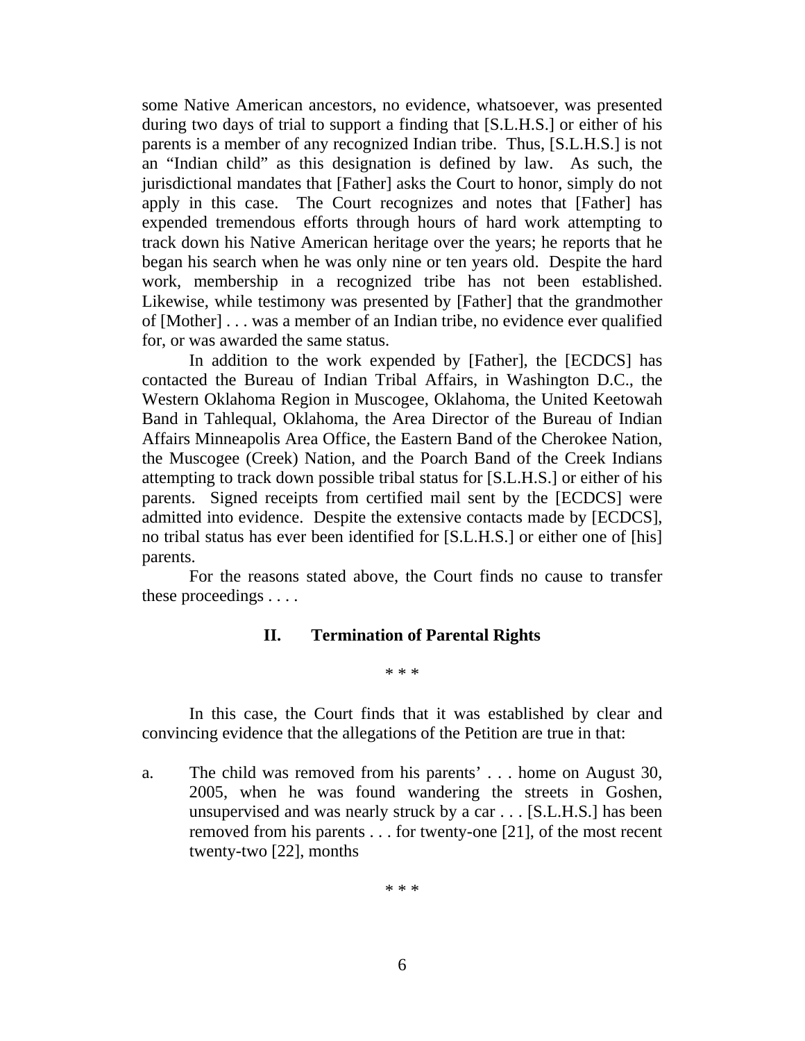some Native American ancestors, no evidence, whatsoever, was presented during two days of trial to support a finding that [S.L.H.S.] or either of his parents is a member of any recognized Indian tribe. Thus, [S.L.H.S.] is not an "Indian child" as this designation is defined by law. As such, the jurisdictional mandates that [Father] asks the Court to honor, simply do not apply in this case. The Court recognizes and notes that [Father] has expended tremendous efforts through hours of hard work attempting to track down his Native American heritage over the years; he reports that he began his search when he was only nine or ten years old. Despite the hard work, membership in a recognized tribe has not been established. Likewise, while testimony was presented by [Father] that the grandmother of [Mother] . . . was a member of an Indian tribe, no evidence ever qualified for, or was awarded the same status.

In addition to the work expended by [Father], the [ECDCS] has contacted the Bureau of Indian Tribal Affairs, in Washington D.C., the Western Oklahoma Region in Muscogee, Oklahoma, the United Keetowah Band in Tahlequal, Oklahoma, the Area Director of the Bureau of Indian Affairs Minneapolis Area Office, the Eastern Band of the Cherokee Nation, the Muscogee (Creek) Nation, and the Poarch Band of the Creek Indians attempting to track down possible tribal status for [S.L.H.S.] or either of his parents. Signed receipts from certified mail sent by the [ECDCS] were admitted into evidence. Despite the extensive contacts made by [ECDCS], no tribal status has ever been identified for [S.L.H.S.] or either one of [his] parents.

For the reasons stated above, the Court finds no cause to transfer these proceedings . . . .

## II. Termination of Parental Rights

\* \* \*

In this case, the Court finds that it was established by clear and convincing evidence that the allegations of the Petition are true in that:

a. The child was removed from his parents' . . . home on August 30, 2005, when he was found wandering the streets in Goshen, unsupervised and was nearly struck by a car . . . [S.L.H.S.] has been removed from his parents . . . for twenty-one [21], of the most recent twenty-two [22], months

\* \* \*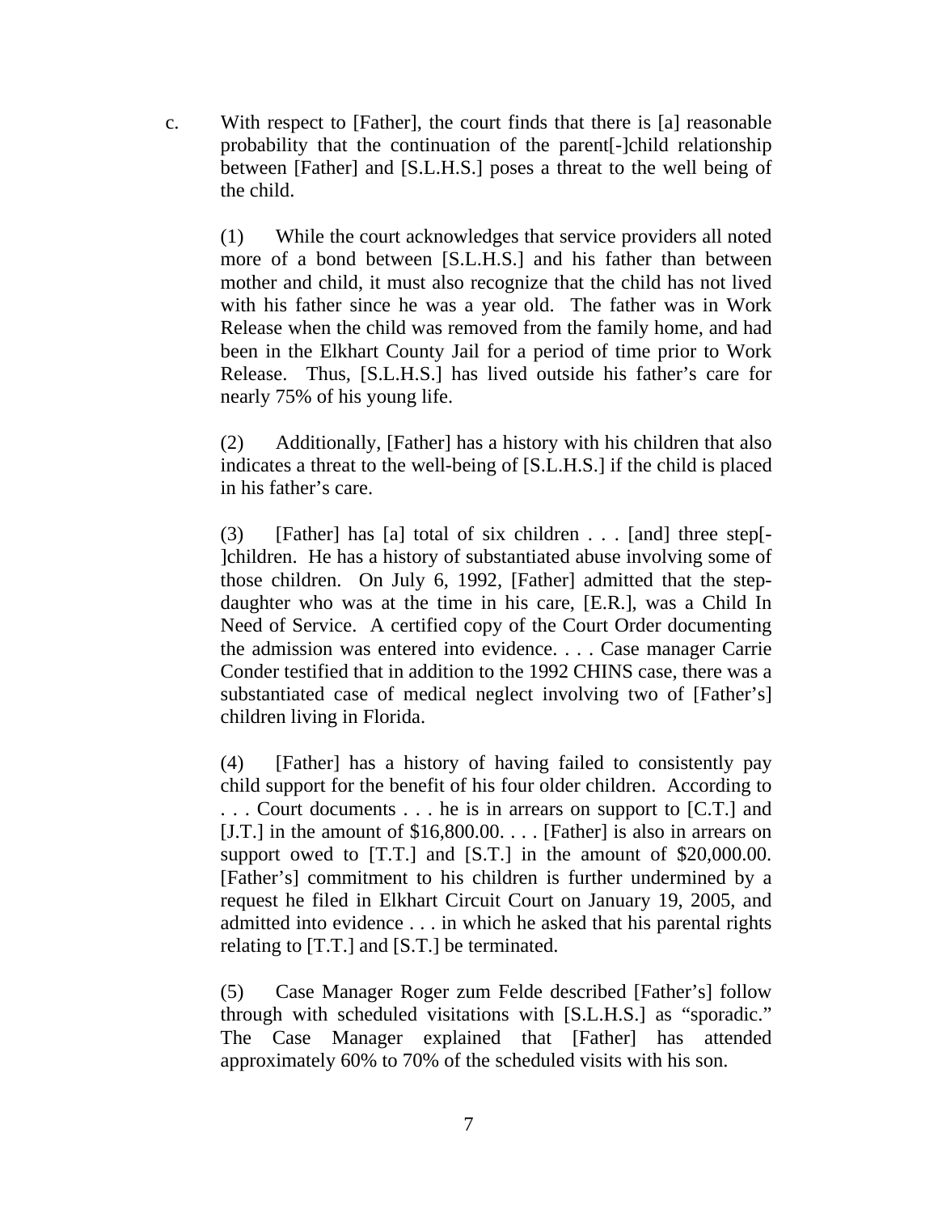c. With respect to [Father], the court finds that there is [a] reasonable probability that the continuation of the parent[-]child relationship between [Father] and [S.L.H.S.] poses a threat to the well being of the child.

> (1) While the court acknowledges that service providers all noted more of a bond between [S.L.H.S.] and his father than between mother and child, it must also recognize that the child has not lived with his father since he was a year old. The father was in Work Release when the child was removed from the family home, and had been in the Elkhart County Jail for a period of time prior to Work Release. Thus, [S.L.H.S.] has lived outside his father's care for nearly 75% of his young life.
>
> (2) Additionally, [Father] has a history with his children that also indicates a threat to the well-being of [S.L.H.S.] if the child is placed in his father's care.
>
> (3) [Father] has [a] total of six children . . . [and] three step[-]children. He has a history of substantiated abuse involving some of those children. On July 6, 1992, [Father] admitted that the step-daughter who was at the time in his care, [E.R.], was a Child In Need of Service. A certified copy of the Court Order documenting the admission was entered into evidence. . . . Case manager Carrie Conder testified that in addition to the 1992 CHINS case, there was a substantiated case of medical neglect involving two of [Father's] children living in Florida.
>
> (4) [Father] has a history of having failed to consistently pay child support for the benefit of his four older children. According to . . . Court documents . . . he is in arrears on support to [C.T.] and [J.T.] in the amount of $16,800.00. . . . [Father] is also in arrears on support owed to [T.T.] and [S.T.] in the amount of $20,000.00. [Father's] commitment to his children is further undermined by a request he filed in Elkhart Circuit Court on January 19, 2005, and admitted into evidence . . . in which he asked that his parental rights relating to [T.T.] and [S.T.] be terminated.
>
> (5) Case Manager Roger zum Felde described [Father's] follow through with scheduled visitations with [S.L.H.S.] as "sporadic." The Case Manager explained that [Father] has attended approximately 60% to 70% of the scheduled visits with his son.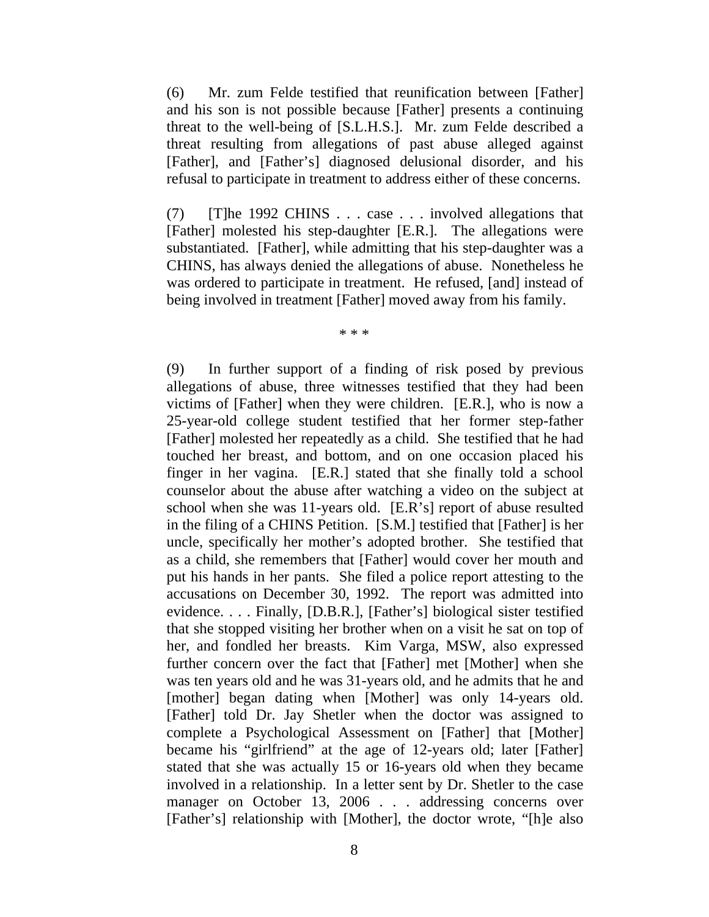(6) Mr. zum Felde testified that reunification between [Father] and his son is not possible because [Father] presents a continuing threat to the well-being of [S.L.H.S.]. Mr. zum Felde described a threat resulting from allegations of past abuse alleged against [Father], and [Father's] diagnosed delusional disorder, and his refusal to participate in treatment to address either of these concerns.

(7) [T]he 1992 CHINS . . . case . . . involved allegations that [Father] molested his step-daughter [E.R.]. The allegations were substantiated. [Father], while admitting that his step-daughter was a CHINS, has always denied the allegations of abuse. Nonetheless he was ordered to participate in treatment. He refused, [and] instead of being involved in treatment [Father] moved away from his family.

\* \* \*

(9) In further support of a finding of risk posed by previous allegations of abuse, three witnesses testified that they had been victims of [Father] when they were children. [E.R.], who is now a 25-year-old college student testified that her former step-father [Father] molested her repeatedly as a child. She testified that he had touched her breast, and bottom, and on one occasion placed his finger in her vagina. [E.R.] stated that she finally told a school counselor about the abuse after watching a video on the subject at school when she was 11-years old. [E.R's] report of abuse resulted in the filing of a CHINS Petition. [S.M.] testified that [Father] is her uncle, specifically her mother's adopted brother. She testified that as a child, she remembers that [Father] would cover her mouth and put his hands in her pants. She filed a police report attesting to the accusations on December 30, 1992. The report was admitted into evidence. . . . Finally, [D.B.R.], [Father's] biological sister testified that she stopped visiting her brother when on a visit he sat on top of her, and fondled her breasts. Kim Varga, MSW, also expressed further concern over the fact that [Father] met [Mother] when she was ten years old and he was 31-years old, and he admits that he and [mother] began dating when [Mother] was only 14-years old. [Father] told Dr. Jay Shetler when the doctor was assigned to complete a Psychological Assessment on [Father] that [Mother] became his "girlfriend" at the age of 12-years old; later [Father] stated that she was actually 15 or 16-years old when they became involved in a relationship. In a letter sent by Dr. Shetler to the case manager on October 13, 2006 . . . addressing concerns over [Father's] relationship with [Mother], the doctor wrote, "[h]e also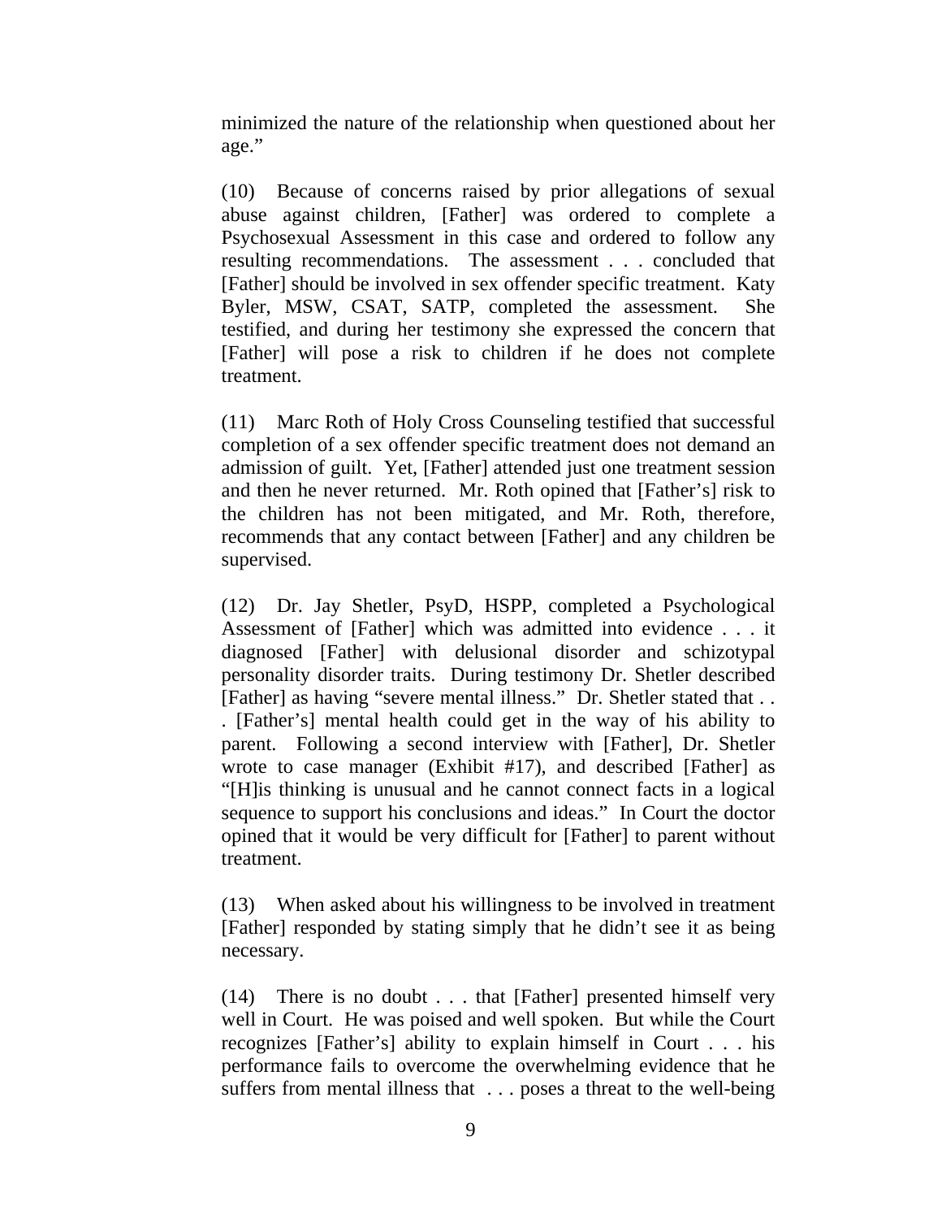minimized the nature of the relationship when questioned about her age."

(10) Because of concerns raised by prior allegations of sexual abuse against children, [Father] was ordered to complete a Psychosexual Assessment in this case and ordered to follow any resulting recommendations. The assessment . . . concluded that [Father] should be involved in sex offender specific treatment. Katy Byler, MSW, CSAT, SATP, completed the assessment. She testified, and during her testimony she expressed the concern that [Father] will pose a risk to children if he does not complete treatment.

(11) Marc Roth of Holy Cross Counseling testified that successful completion of a sex offender specific treatment does not demand an admission of guilt. Yet, [Father] attended just one treatment session and then he never returned. Mr. Roth opined that [Father's] risk to the children has not been mitigated, and Mr. Roth, therefore, recommends that any contact between [Father] and any children be supervised.

(12) Dr. Jay Shetler, PsyD, HSPP, completed a Psychological Assessment of [Father] which was admitted into evidence . . . it diagnosed [Father] with delusional disorder and schizotypal personality disorder traits. During testimony Dr. Shetler described [Father] as having "severe mental illness." Dr. Shetler stated that . . . [Father's] mental health could get in the way of his ability to parent. Following a second interview with [Father], Dr. Shetler wrote to case manager (Exhibit #17), and described [Father] as "[H]is thinking is unusual and he cannot connect facts in a logical sequence to support his conclusions and ideas." In Court the doctor opined that it would be very difficult for [Father] to parent without treatment.

(13) When asked about his willingness to be involved in treatment [Father] responded by stating simply that he didn't see it as being necessary.

(14) There is no doubt . . . that [Father] presented himself very well in Court. He was poised and well spoken. But while the Court recognizes [Father's] ability to explain himself in Court . . . his performance fails to overcome the overwhelming evidence that he suffers from mental illness that . . . poses a threat to the well-being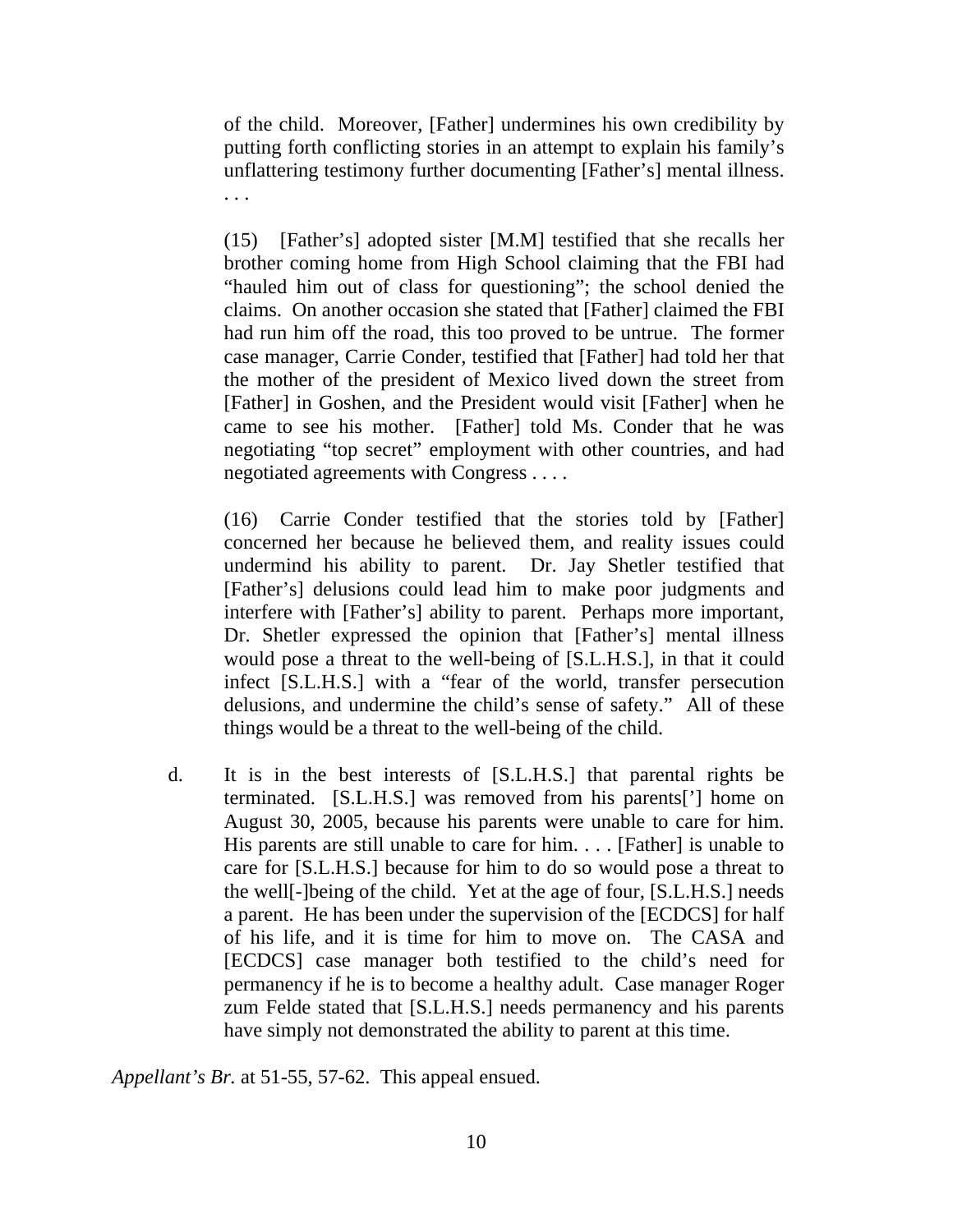> of the child. Moreover, [Father] undermines his own credibility by putting forth conflicting stories in an attempt to explain his family's unflattering testimony further documenting [Father's] mental illness. . . .
>
> (15) [Father's] adopted sister [M.M] testified that she recalls her brother coming home from High School claiming that the FBI had "hauled him out of class for questioning"; the school denied the claims. On another occasion she stated that [Father] claimed the FBI had run him off the road, this too proved to be untrue. The former case manager, Carrie Conder, testified that [Father] had told her that the mother of the president of Mexico lived down the street from [Father] in Goshen, and the President would visit [Father] when he came to see his mother. [Father] told Ms. Conder that he was negotiating "top secret" employment with other countries, and had negotiated agreements with Congress . . . .
>
> (16) Carrie Conder testified that the stories told by [Father] concerned her because he believed them, and reality issues could undermind his ability to parent. Dr. Jay Shetler testified that [Father's] delusions could lead him to make poor judgments and interfere with [Father's] ability to parent. Perhaps more important, Dr. Shetler expressed the opinion that [Father's] mental illness would pose a threat to the well-being of [S.L.H.S.], in that it could infect [S.L.H.S.] with a "fear of the world, transfer persecution delusions, and undermine the child's sense of safety." All of these things would be a threat to the well-being of the child.
>
> d. It is in the best interests of [S.L.H.S.] that parental rights be terminated. [S.L.H.S.] was removed from his parents['] home on August 30, 2005, because his parents were unable to care for him. His parents are still unable to care for him. . . . [Father] is unable to care for [S.L.H.S.] because for him to do so would pose a threat to the well[-]being of the child. Yet at the age of four, [S.L.H.S.] needs a parent. He has been under the supervision of the [ECDCS] for half of his life, and it is time for him to move on. The CASA and [ECDCS] case manager both testified to the child's need for permanency if he is to become a healthy adult. Case manager Roger zum Felde stated that [S.L.H.S.] needs permanency and his parents have simply not demonstrated the ability to parent at this time.

*Appellant's Br.* at 51-55, 57-62. This appeal ensued.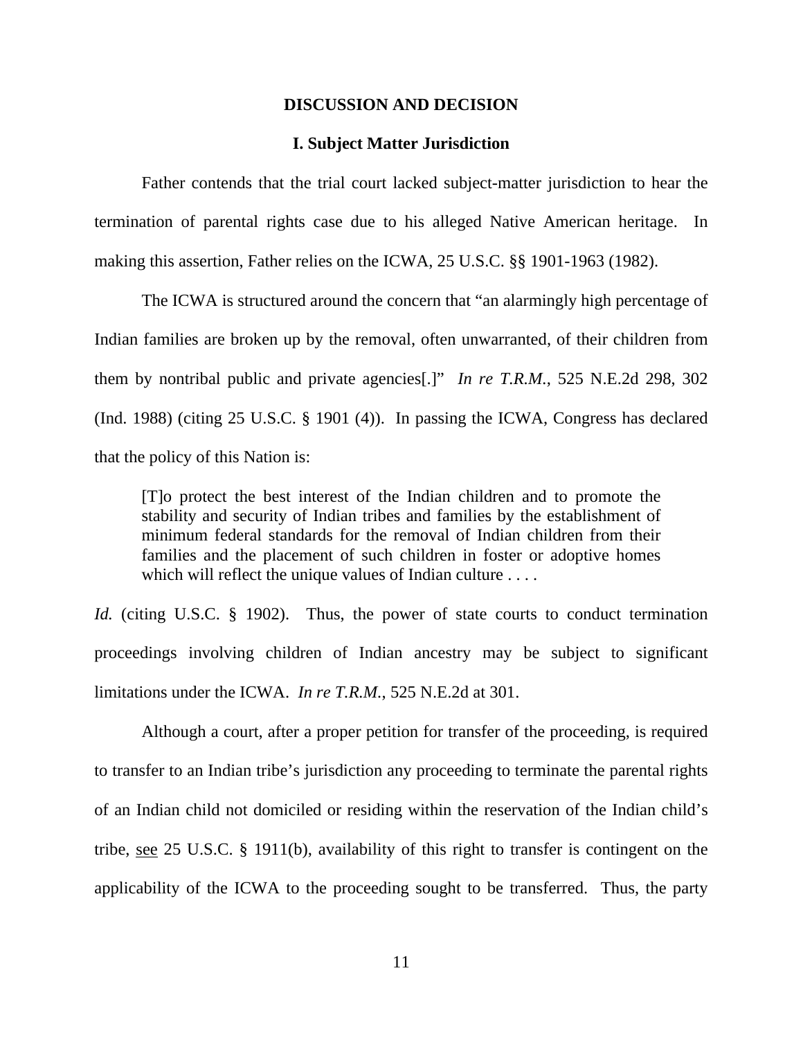## DISCUSSION AND DECISION

### I. Subject Matter Jurisdiction

Father contends that the trial court lacked subject-matter jurisdiction to hear the termination of parental rights case due to his alleged Native American heritage. In making this assertion, Father relies on the ICWA, 25 U.S.C. §§ 1901-1963 (1982).

The ICWA is structured around the concern that "an alarmingly high percentage of Indian families are broken up by the removal, often unwarranted, of their children from them by nontribal public and private agencies[.]" *In re T.R.M.*, 525 N.E.2d 298, 302 (Ind. 1988) (citing 25 U.S.C. § 1901 (4)). In passing the ICWA, Congress has declared that the policy of this Nation is:

> [T]o protect the best interest of the Indian children and to promote the stability and security of Indian tribes and families by the establishment of minimum federal standards for the removal of Indian children from their families and the placement of such children in foster or adoptive homes which will reflect the unique values of Indian culture . . . .

*Id.* (citing U.S.C. § 1902). Thus, the power of state courts to conduct termination proceedings involving children of Indian ancestry may be subject to significant limitations under the ICWA. *In re T.R.M.*, 525 N.E.2d at 301.

Although a court, after a proper petition for transfer of the proceeding, is required to transfer to an Indian tribe's jurisdiction any proceeding to terminate the parental rights of an Indian child not domiciled or residing within the reservation of the Indian child's tribe, see 25 U.S.C. § 1911(b), availability of this right to transfer is contingent on the applicability of the ICWA to the proceeding sought to be transferred. Thus, the party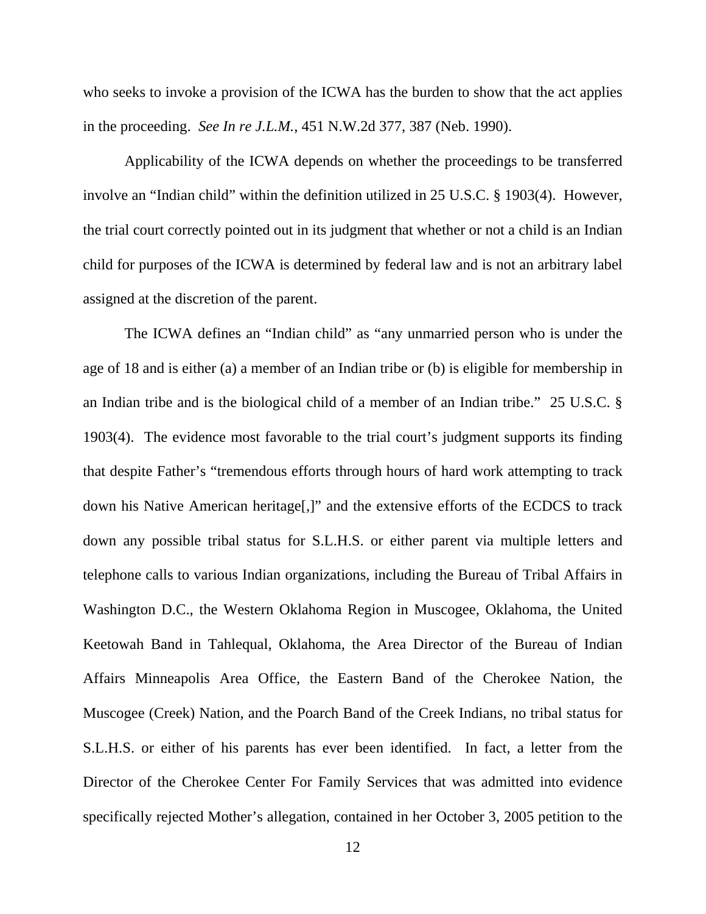who seeks to invoke a provision of the ICWA has the burden to show that the act applies in the proceeding. *See In re J.L.M.*, 451 N.W.2d 377, 387 (Neb. 1990).

Applicability of the ICWA depends on whether the proceedings to be transferred involve an "Indian child" within the definition utilized in 25 U.S.C. § 1903(4). However, the trial court correctly pointed out in its judgment that whether or not a child is an Indian child for purposes of the ICWA is determined by federal law and is not an arbitrary label assigned at the discretion of the parent.

The ICWA defines an "Indian child" as "any unmarried person who is under the age of 18 and is either (a) a member of an Indian tribe or (b) is eligible for membership in an Indian tribe and is the biological child of a member of an Indian tribe." 25 U.S.C. § 1903(4). The evidence most favorable to the trial court's judgment supports its finding that despite Father's "tremendous efforts through hours of hard work attempting to track down his Native American heritage[,]" and the extensive efforts of the ECDCS to track down any possible tribal status for S.L.H.S. or either parent via multiple letters and telephone calls to various Indian organizations, including the Bureau of Tribal Affairs in Washington D.C., the Western Oklahoma Region in Muscogee, Oklahoma, the United Keetowah Band in Tahlequal, Oklahoma, the Area Director of the Bureau of Indian Affairs Minneapolis Area Office, the Eastern Band of the Cherokee Nation, the Muscogee (Creek) Nation, and the Poarch Band of the Creek Indians, no tribal status for S.L.H.S. or either of his parents has ever been identified. In fact, a letter from the Director of the Cherokee Center For Family Services that was admitted into evidence specifically rejected Mother's allegation, contained in her October 3, 2005 petition to the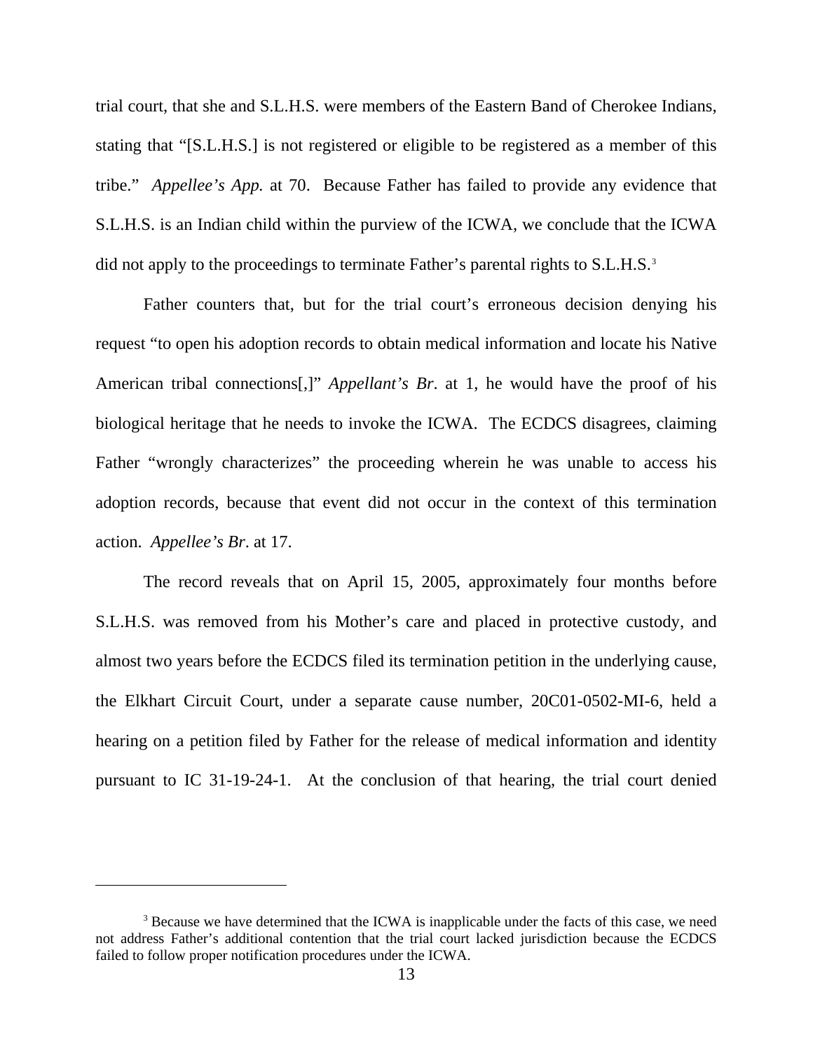trial court, that she and S.L.H.S. were members of the Eastern Band of Cherokee Indians, stating that "[S.L.H.S.] is not registered or eligible to be registered as a member of this tribe." *Appellee's App.* at 70. Because Father has failed to provide any evidence that S.L.H.S. is an Indian child within the purview of the ICWA, we conclude that the ICWA did not apply to the proceedings to terminate Father's parental rights to S.L.H.S.[3]

Father counters that, but for the trial court's erroneous decision denying his request "to open his adoption records to obtain medical information and locate his Native American tribal connections[,]" *Appellant's Br.* at 1, he would have the proof of his biological heritage that he needs to invoke the ICWA. The ECDCS disagrees, claiming Father "wrongly characterizes" the proceeding wherein he was unable to access his adoption records, because that event did not occur in the context of this termination action. *Appellee's Br.* at 17.

The record reveals that on April 15, 2005, approximately four months before S.L.H.S. was removed from his Mother's care and placed in protective custody, and almost two years before the ECDCS filed its termination petition in the underlying cause, the Elkhart Circuit Court, under a separate cause number, 20C01-0502-MI-6, held a hearing on a petition filed by Father for the release of medical information and identity pursuant to IC 31-19-24-1. At the conclusion of that hearing, the trial court denied

---

[3] Because we have determined that the ICWA is inapplicable under the facts of this case, we need not address Father's additional contention that the trial court lacked jurisdiction because the ECDCS failed to follow proper notification procedures under the ICWA.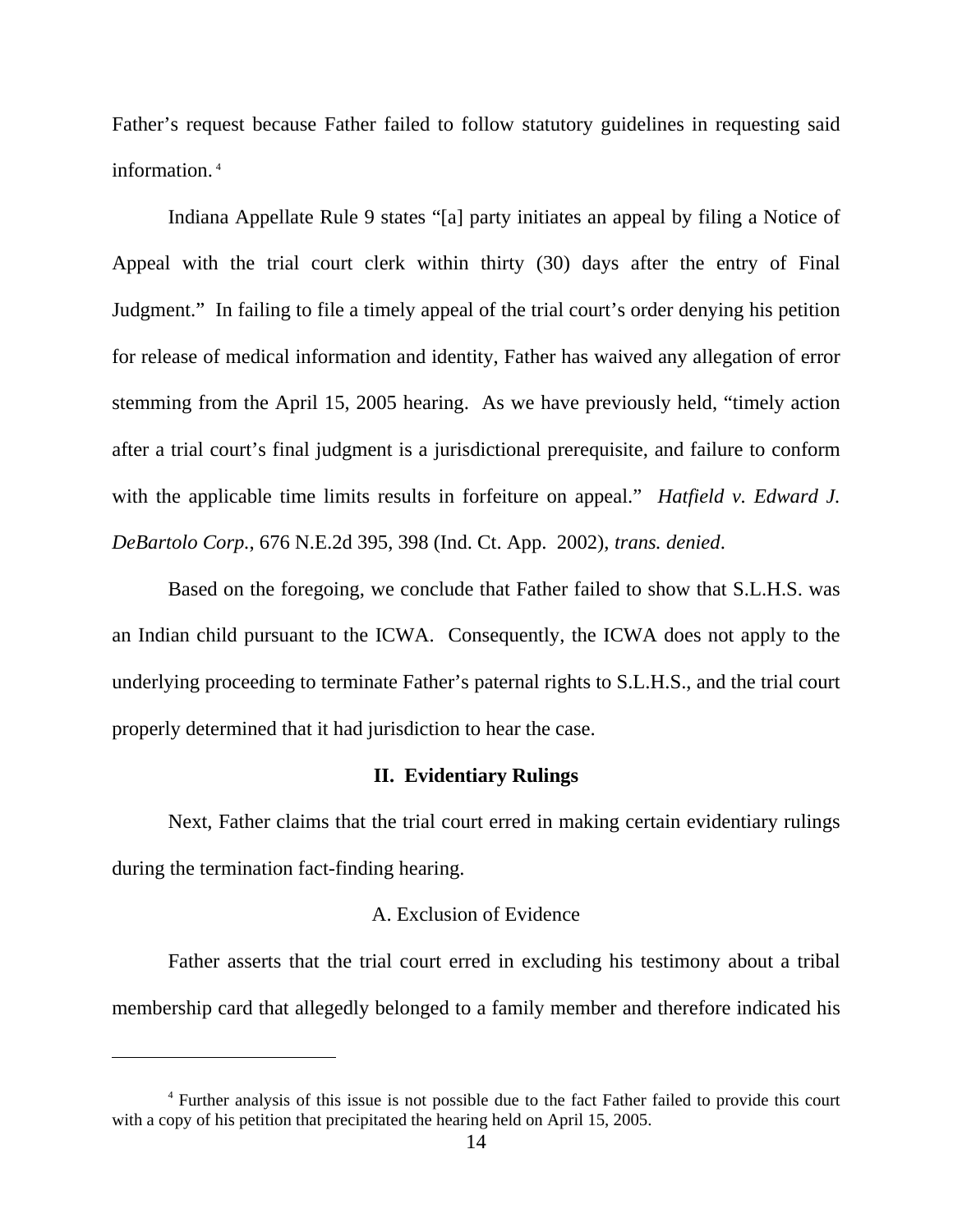Father's request because Father failed to follow statutory guidelines in requesting said information.[4]

Indiana Appellate Rule 9 states "[a] party initiates an appeal by filing a Notice of Appeal with the trial court clerk within thirty (30) days after the entry of Final Judgment." In failing to file a timely appeal of the trial court's order denying his petition for release of medical information and identity, Father has waived any allegation of error stemming from the April 15, 2005 hearing. As we have previously held, "timely action after a trial court's final judgment is a jurisdictional prerequisite, and failure to conform with the applicable time limits results in forfeiture on appeal." *Hatfield v. Edward J. DeBartolo Corp.*, 676 N.E.2d 395, 398 (Ind. Ct. App. 2002), *trans. denied*.

Based on the foregoing, we conclude that Father failed to show that S.L.H.S. was an Indian child pursuant to the ICWA. Consequently, the ICWA does not apply to the underlying proceeding to terminate Father's paternal rights to S.L.H.S., and the trial court properly determined that it had jurisdiction to hear the case.

## II. Evidentiary Rulings

Next, Father claims that the trial court erred in making certain evidentiary rulings during the termination fact-finding hearing.

### A. Exclusion of Evidence

Father asserts that the trial court erred in excluding his testimony about a tribal membership card that allegedly belonged to a family member and therefore indicated his

---

[4] Further analysis of this issue is not possible due to the fact Father failed to provide this court with a copy of his petition that precipitated the hearing held on April 15, 2005.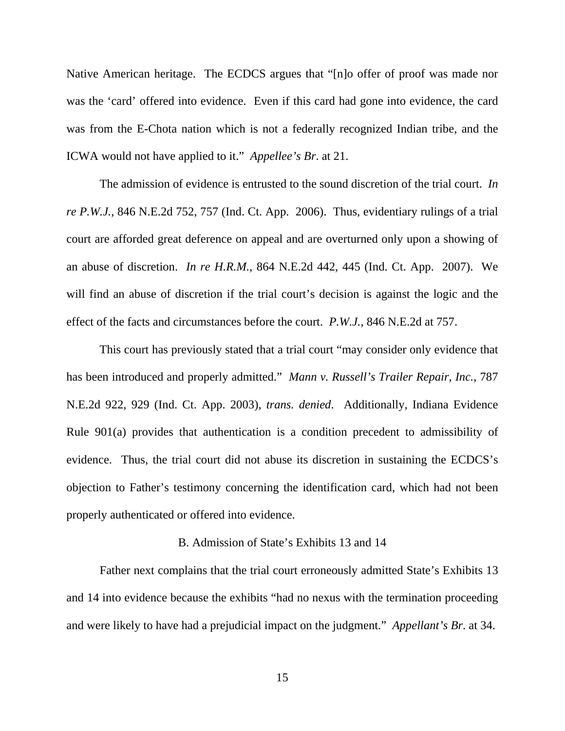Native American heritage. The ECDCS argues that "[n]o offer of proof was made nor was the 'card' offered into evidence. Even if this card had gone into evidence, the card was from the E-Chota nation which is not a federally recognized Indian tribe, and the ICWA would not have applied to it." *Appellee's Br.* at 21.

The admission of evidence is entrusted to the sound discretion of the trial court. *In re P.W.J.*, 846 N.E.2d 752, 757 (Ind. Ct. App. 2006). Thus, evidentiary rulings of a trial court are afforded great deference on appeal and are overturned only upon a showing of an abuse of discretion. *In re H.R.M.*, 864 N.E.2d 442, 445 (Ind. Ct. App. 2007). We will find an abuse of discretion if the trial court's decision is against the logic and the effect of the facts and circumstances before the court. *P.W.J.*, 846 N.E.2d at 757.

This court has previously stated that a trial court "may consider only evidence that has been introduced and properly admitted." *Mann v. Russell's Trailer Repair, Inc.*, 787 N.E.2d 922, 929 (Ind. Ct. App. 2003), *trans. denied*. Additionally, Indiana Evidence Rule 901(a) provides that authentication is a condition precedent to admissibility of evidence. Thus, the trial court did not abuse its discretion in sustaining the ECDCS's objection to Father's testimony concerning the identification card, which had not been properly authenticated or offered into evidence.

### B. Admission of State's Exhibits 13 and 14

Father next complains that the trial court erroneously admitted State's Exhibits 13 and 14 into evidence because the exhibits "had no nexus with the termination proceeding and were likely to have had a prejudicial impact on the judgment." *Appellant's Br.* at 34.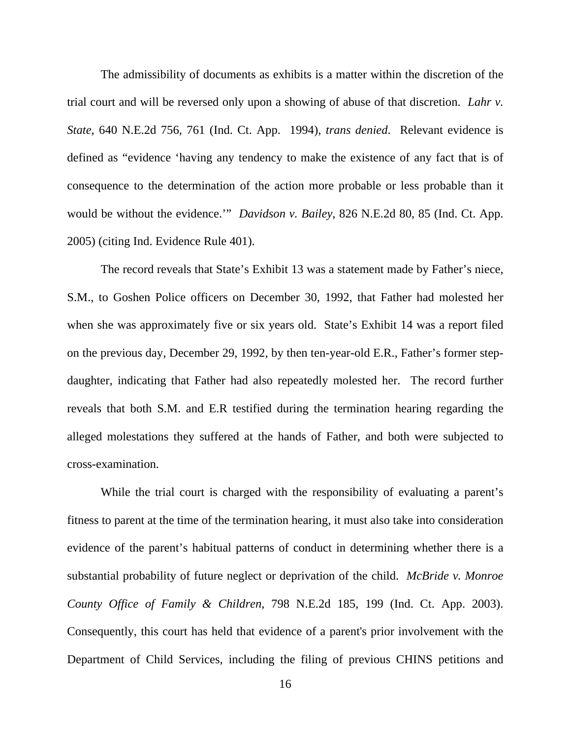The admissibility of documents as exhibits is a matter within the discretion of the trial court and will be reversed only upon a showing of abuse of that discretion. *Lahr v. State*, 640 N.E.2d 756, 761 (Ind. Ct. App. 1994), *trans denied*. Relevant evidence is defined as "evidence 'having any tendency to make the existence of any fact that is of consequence to the determination of the action more probable or less probable than it would be without the evidence.'" *Davidson v. Bailey*, 826 N.E.2d 80, 85 (Ind. Ct. App. 2005) (citing Ind. Evidence Rule 401).

The record reveals that State's Exhibit 13 was a statement made by Father's niece, S.M., to Goshen Police officers on December 30, 1992, that Father had molested her when she was approximately five or six years old. State's Exhibit 14 was a report filed on the previous day, December 29, 1992, by then ten-year-old E.R., Father's former step-daughter, indicating that Father had also repeatedly molested her. The record further reveals that both S.M. and E.R testified during the termination hearing regarding the alleged molestations they suffered at the hands of Father, and both were subjected to cross-examination.

While the trial court is charged with the responsibility of evaluating a parent's fitness to parent at the time of the termination hearing, it must also take into consideration evidence of the parent's habitual patterns of conduct in determining whether there is a substantial probability of future neglect or deprivation of the child. *McBride v. Monroe County Office of Family & Children*, 798 N.E.2d 185, 199 (Ind. Ct. App. 2003). Consequently, this court has held that evidence of a parent's prior involvement with the Department of Child Services, including the filing of previous CHINS petitions and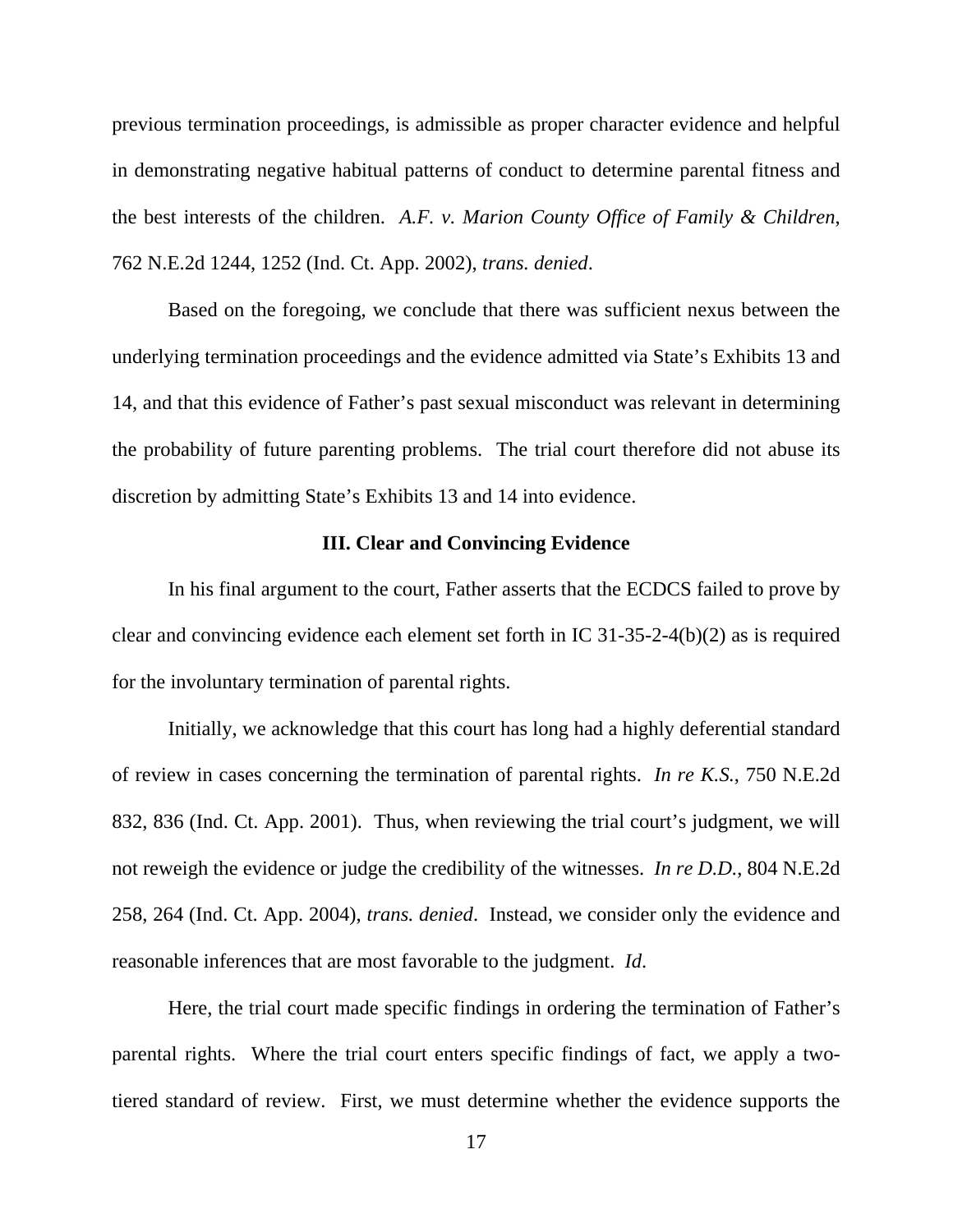previous termination proceedings, is admissible as proper character evidence and helpful in demonstrating negative habitual patterns of conduct to determine parental fitness and the best interests of the children. *A.F. v. Marion County Office of Family & Children*, 762 N.E.2d 1244, 1252 (Ind. Ct. App. 2002), *trans. denied*.

Based on the foregoing, we conclude that there was sufficient nexus between the underlying termination proceedings and the evidence admitted via State's Exhibits 13 and 14, and that this evidence of Father's past sexual misconduct was relevant in determining the probability of future parenting problems. The trial court therefore did not abuse its discretion by admitting State's Exhibits 13 and 14 into evidence.

### III. Clear and Convincing Evidence

In his final argument to the court, Father asserts that the ECDCS failed to prove by clear and convincing evidence each element set forth in IC 31-35-2-4(b)(2) as is required for the involuntary termination of parental rights.

Initially, we acknowledge that this court has long had a highly deferential standard of review in cases concerning the termination of parental rights. *In re K.S.*, 750 N.E.2d 832, 836 (Ind. Ct. App. 2001). Thus, when reviewing the trial court's judgment, we will not reweigh the evidence or judge the credibility of the witnesses. *In re D.D.*, 804 N.E.2d 258, 264 (Ind. Ct. App. 2004), *trans. denied*. Instead, we consider only the evidence and reasonable inferences that are most favorable to the judgment. *Id*.

Here, the trial court made specific findings in ordering the termination of Father's parental rights. Where the trial court enters specific findings of fact, we apply a two-tiered standard of review. First, we must determine whether the evidence supports the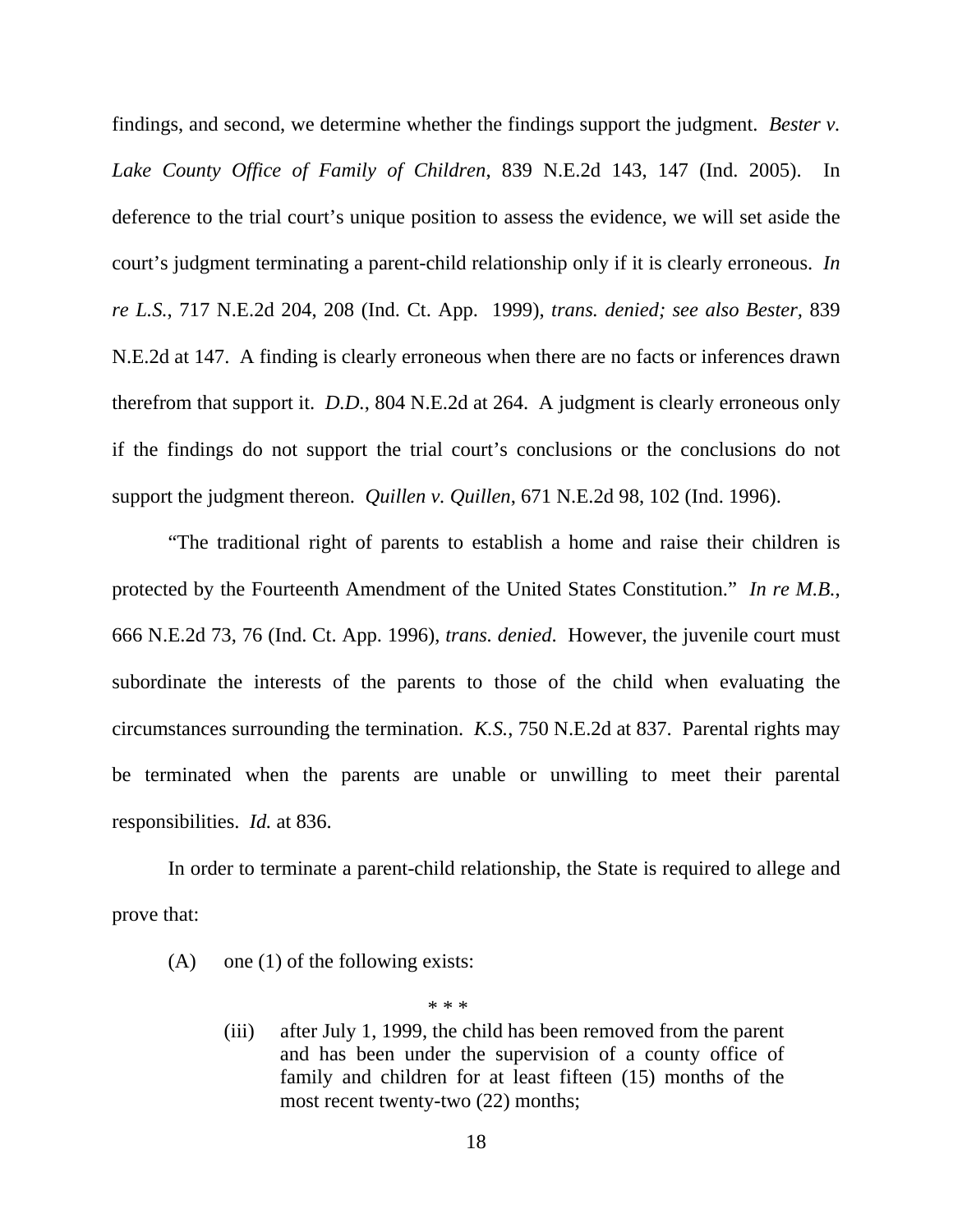findings, and second, we determine whether the findings support the judgment. *Bester v. Lake County Office of Family of Children*, 839 N.E.2d 143, 147 (Ind. 2005). In deference to the trial court's unique position to assess the evidence, we will set aside the court's judgment terminating a parent-child relationship only if it is clearly erroneous. *In re L.S.*, 717 N.E.2d 204, 208 (Ind. Ct. App. 1999), *trans. denied; see also Bester,* 839 N.E.2d at 147. A finding is clearly erroneous when there are no facts or inferences drawn therefrom that support it. *D.D.*, 804 N.E.2d at 264. A judgment is clearly erroneous only if the findings do not support the trial court's conclusions or the conclusions do not support the judgment thereon. *Quillen v. Quillen*, 671 N.E.2d 98, 102 (Ind. 1996).

"The traditional right of parents to establish a home and raise their children is protected by the Fourteenth Amendment of the United States Constitution." *In re M.B.*, 666 N.E.2d 73, 76 (Ind. Ct. App. 1996), *trans. denied*. However, the juvenile court must subordinate the interests of the parents to those of the child when evaluating the circumstances surrounding the termination. *K.S.*, 750 N.E.2d at 837. Parental rights may be terminated when the parents are unable or unwilling to meet their parental responsibilities. *Id.* at 836.

In order to terminate a parent-child relationship, the State is required to allege and prove that:

> (A) one (1) of the following exists:
>
> \* \* \*
>
> > (iii) after July 1, 1999, the child has been removed from the parent and has been under the supervision of a county office of family and children for at least fifteen (15) months of the most recent twenty-two (22) months;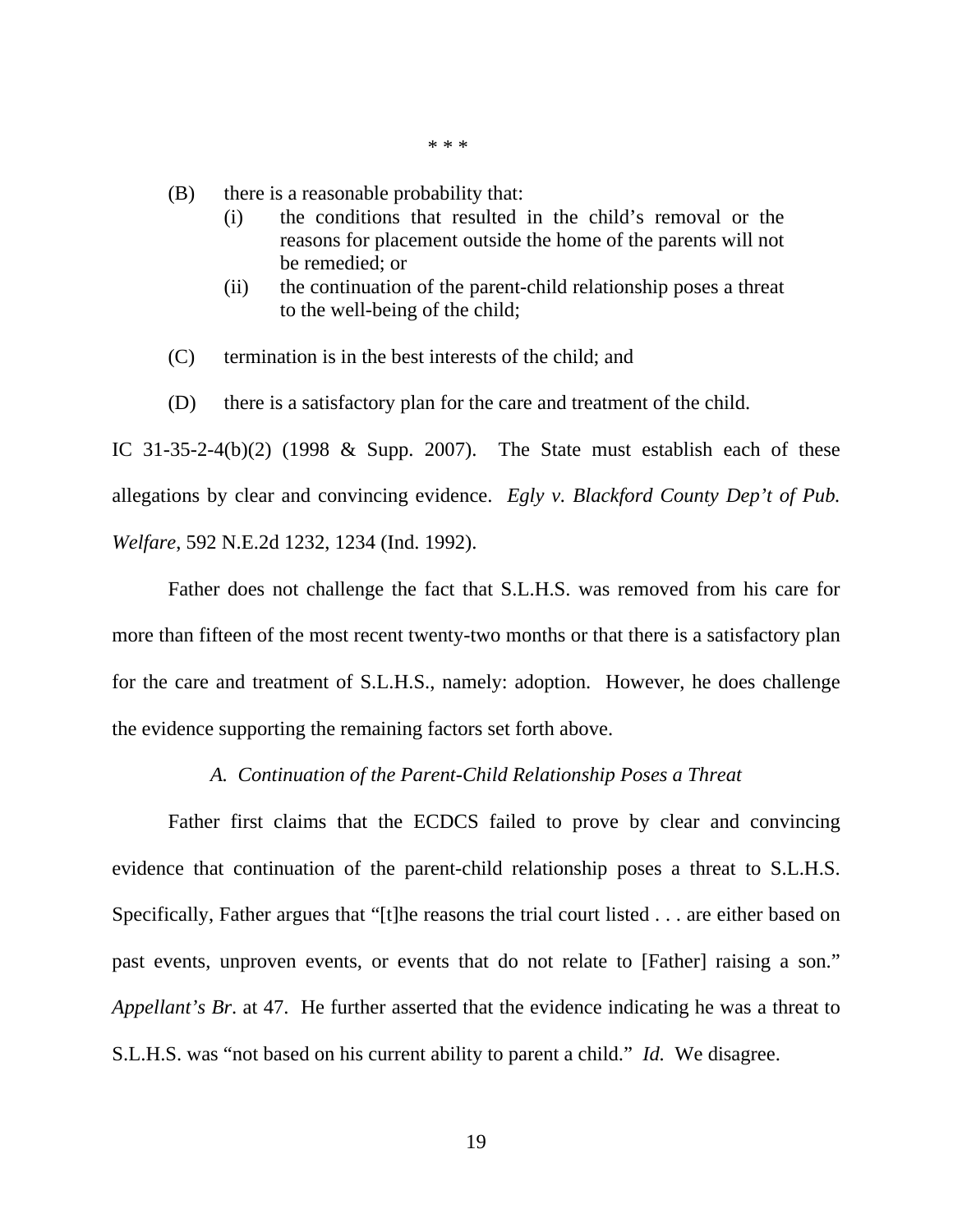\* \* \*

(B) there is a reasonable probability that:

  (i) the conditions that resulted in the child's removal or the reasons for placement outside the home of the parents will not be remedied; or

  (ii) the continuation of the parent-child relationship poses a threat to the well-being of the child;

(C) termination is in the best interests of the child; and

(D) there is a satisfactory plan for the care and treatment of the child.

IC 31-35-2-4(b)(2) (1998 & Supp. 2007). The State must establish each of these allegations by clear and convincing evidence. *Egly v. Blackford County Dep't of Pub. Welfare*, 592 N.E.2d 1232, 1234 (Ind. 1992).

Father does not challenge the fact that S.L.H.S. was removed from his care for more than fifteen of the most recent twenty-two months or that there is a satisfactory plan for the care and treatment of S.L.H.S., namely: adoption. However, he does challenge the evidence supporting the remaining factors set forth above.

*A. Continuation of the Parent-Child Relationship Poses a Threat*

Father first claims that the ECDCS failed to prove by clear and convincing evidence that continuation of the parent-child relationship poses a threat to S.L.H.S. Specifically, Father argues that "[t]he reasons the trial court listed . . . are either based on past events, unproven events, or events that do not relate to [Father] raising a son." *Appellant's Br.* at 47. He further asserted that the evidence indicating he was a threat to S.L.H.S. was "not based on his current ability to parent a child." *Id.* We disagree.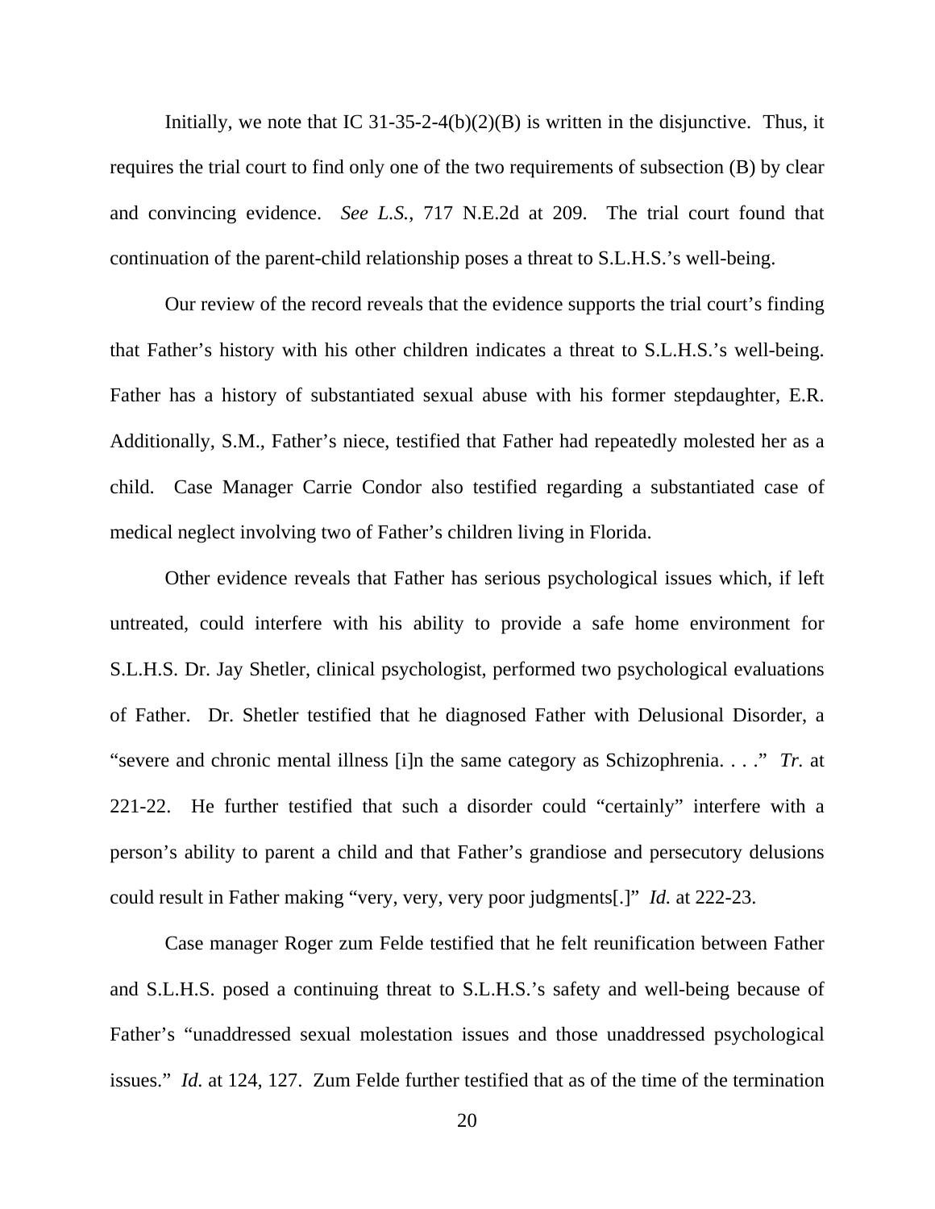Initially, we note that IC 31-35-2-4(b)(2)(B) is written in the disjunctive. Thus, it requires the trial court to find only one of the two requirements of subsection (B) by clear and convincing evidence. *See L.S.*, 717 N.E.2d at 209. The trial court found that continuation of the parent-child relationship poses a threat to S.L.H.S.'s well-being.

Our review of the record reveals that the evidence supports the trial court's finding that Father's history with his other children indicates a threat to S.L.H.S.'s well-being. Father has a history of substantiated sexual abuse with his former stepdaughter, E.R. Additionally, S.M., Father's niece, testified that Father had repeatedly molested her as a child. Case Manager Carrie Condor also testified regarding a substantiated case of medical neglect involving two of Father's children living in Florida.

Other evidence reveals that Father has serious psychological issues which, if left untreated, could interfere with his ability to provide a safe home environment for S.L.H.S. Dr. Jay Shetler, clinical psychologist, performed two psychological evaluations of Father. Dr. Shetler testified that he diagnosed Father with Delusional Disorder, a "severe and chronic mental illness [i]n the same category as Schizophrenia. . . ." *Tr.* at 221-22. He further testified that such a disorder could "certainly" interfere with a person's ability to parent a child and that Father's grandiose and persecutory delusions could result in Father making "very, very, very poor judgments[.]" *Id.* at 222-23.

Case manager Roger zum Felde testified that he felt reunification between Father and S.L.H.S. posed a continuing threat to S.L.H.S.'s safety and well-being because of Father's "unaddressed sexual molestation issues and those unaddressed psychological issues." *Id.* at 124, 127. Zum Felde further testified that as of the time of the termination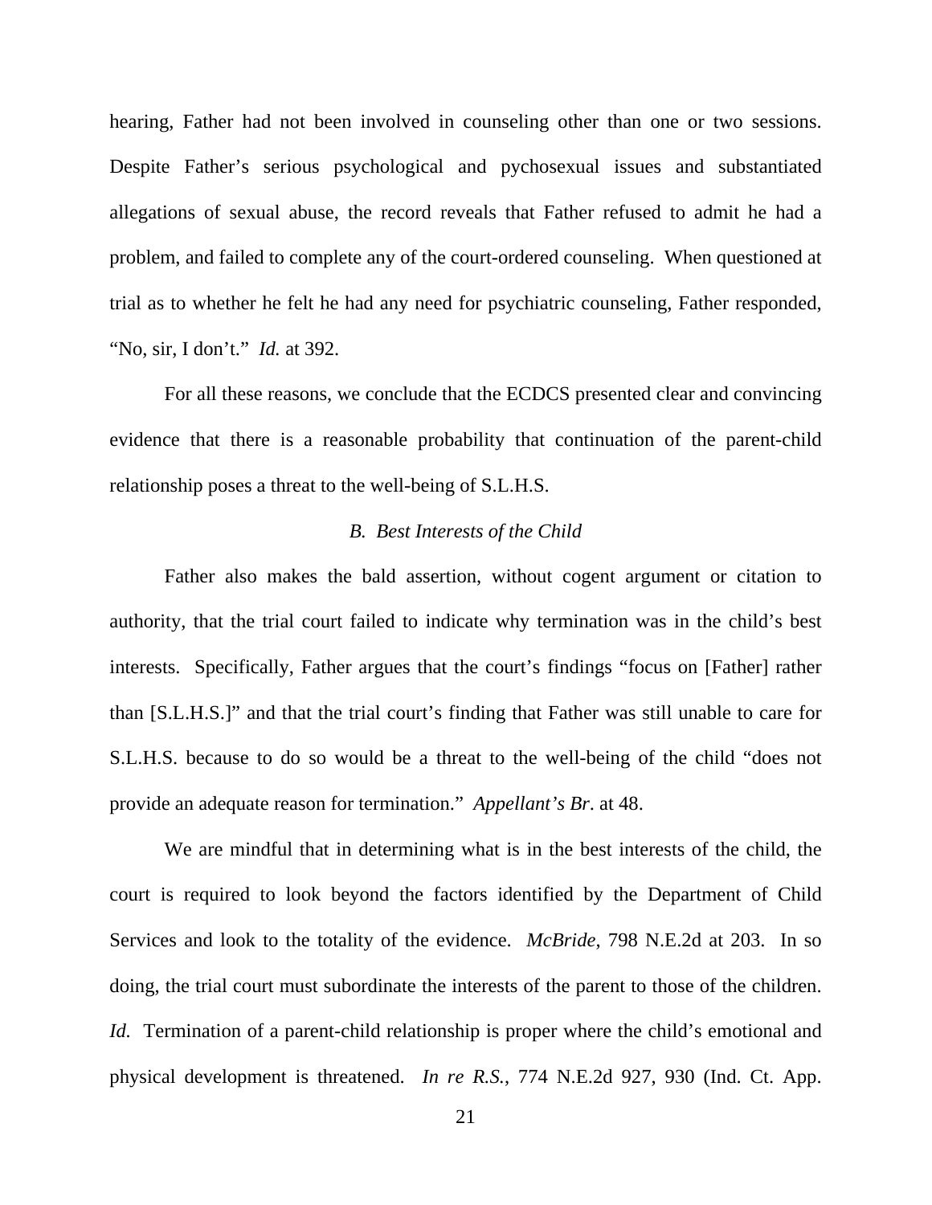hearing, Father had not been involved in counseling other than one or two sessions. Despite Father's serious psychological and pychosexual issues and substantiated allegations of sexual abuse, the record reveals that Father refused to admit he had a problem, and failed to complete any of the court-ordered counseling. When questioned at trial as to whether he felt he had any need for psychiatric counseling, Father responded, "No, sir, I don't." *Id.* at 392.

For all these reasons, we conclude that the ECDCS presented clear and convincing evidence that there is a reasonable probability that continuation of the parent-child relationship poses a threat to the well-being of S.L.H.S.

*B. Best Interests of the Child*

Father also makes the bald assertion, without cogent argument or citation to authority, that the trial court failed to indicate why termination was in the child's best interests. Specifically, Father argues that the court's findings "focus on [Father] rather than [S.L.H.S.]" and that the trial court's finding that Father was still unable to care for S.L.H.S. because to do so would be a threat to the well-being of the child "does not provide an adequate reason for termination." *Appellant's Br.* at 48.

We are mindful that in determining what is in the best interests of the child, the court is required to look beyond the factors identified by the Department of Child Services and look to the totality of the evidence. *McBride*, 798 N.E.2d at 203. In so doing, the trial court must subordinate the interests of the parent to those of the children. *Id.* Termination of a parent-child relationship is proper where the child's emotional and physical development is threatened. *In re R.S.*, 774 N.E.2d 927, 930 (Ind. Ct. App.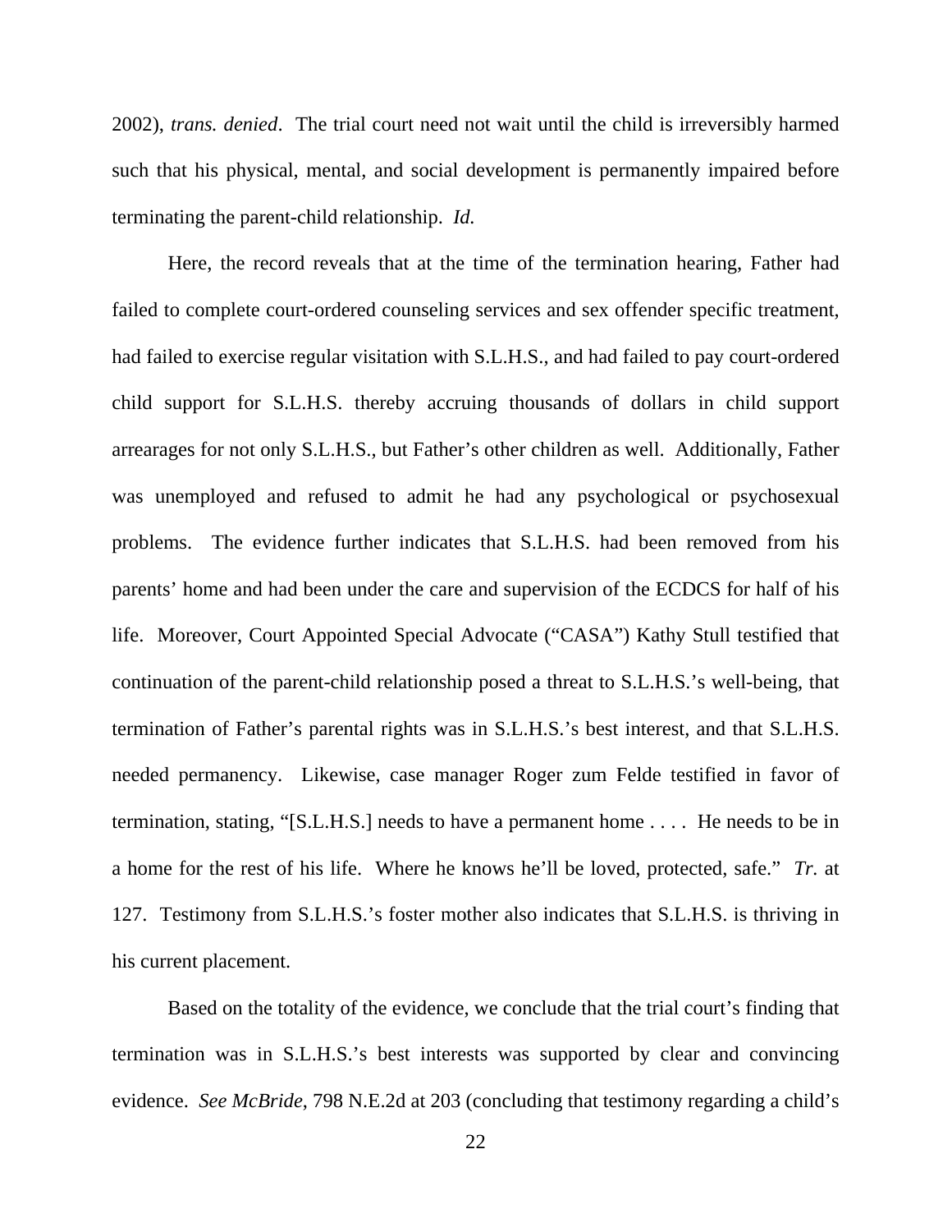2002), *trans. denied*. The trial court need not wait until the child is irreversibly harmed such that his physical, mental, and social development is permanently impaired before terminating the parent-child relationship. *Id.*

Here, the record reveals that at the time of the termination hearing, Father had failed to complete court-ordered counseling services and sex offender specific treatment, had failed to exercise regular visitation with S.L.H.S., and had failed to pay court-ordered child support for S.L.H.S. thereby accruing thousands of dollars in child support arrearages for not only S.L.H.S., but Father's other children as well. Additionally, Father was unemployed and refused to admit he had any psychological or psychosexual problems. The evidence further indicates that S.L.H.S. had been removed from his parents' home and had been under the care and supervision of the ECDCS for half of his life. Moreover, Court Appointed Special Advocate ("CASA") Kathy Stull testified that continuation of the parent-child relationship posed a threat to S.L.H.S.'s well-being, that termination of Father's parental rights was in S.L.H.S.'s best interest, and that S.L.H.S. needed permanency. Likewise, case manager Roger zum Felde testified in favor of termination, stating, "[S.L.H.S.] needs to have a permanent home . . . . He needs to be in a home for the rest of his life. Where he knows he'll be loved, protected, safe." *Tr.* at 127. Testimony from S.L.H.S.'s foster mother also indicates that S.L.H.S. is thriving in his current placement.

Based on the totality of the evidence, we conclude that the trial court's finding that termination was in S.L.H.S.'s best interests was supported by clear and convincing evidence. *See McBride*, 798 N.E.2d at 203 (concluding that testimony regarding a child's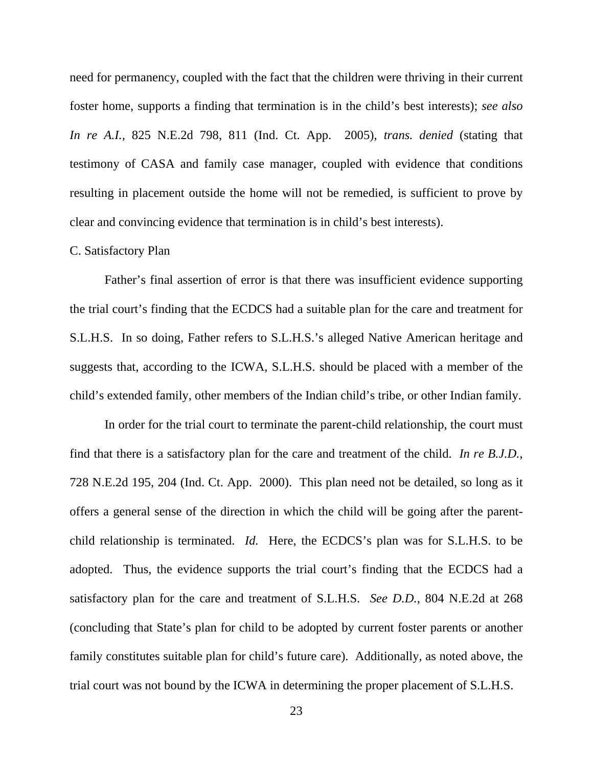need for permanency, coupled with the fact that the children were thriving in their current foster home, supports a finding that termination is in the child's best interests); *see also In re A.I.*, 825 N.E.2d 798, 811 (Ind. Ct. App. 2005), *trans. denied* (stating that testimony of CASA and family case manager, coupled with evidence that conditions resulting in placement outside the home will not be remedied, is sufficient to prove by clear and convincing evidence that termination is in child's best interests).

C. Satisfactory Plan

Father's final assertion of error is that there was insufficient evidence supporting the trial court's finding that the ECDCS had a suitable plan for the care and treatment for S.L.H.S. In so doing, Father refers to S.L.H.S.'s alleged Native American heritage and suggests that, according to the ICWA, S.L.H.S. should be placed with a member of the child's extended family, other members of the Indian child's tribe, or other Indian family.

In order for the trial court to terminate the parent-child relationship, the court must find that there is a satisfactory plan for the care and treatment of the child. *In re B.J.D.*, 728 N.E.2d 195, 204 (Ind. Ct. App. 2000). This plan need not be detailed, so long as it offers a general sense of the direction in which the child will be going after the parent-child relationship is terminated. *Id.* Here, the ECDCS's plan was for S.L.H.S. to be adopted. Thus, the evidence supports the trial court's finding that the ECDCS had a satisfactory plan for the care and treatment of S.L.H.S. *See D.D.*, 804 N.E.2d at 268 (concluding that State's plan for child to be adopted by current foster parents or another family constitutes suitable plan for child's future care). Additionally, as noted above, the trial court was not bound by the ICWA in determining the proper placement of S.L.H.S.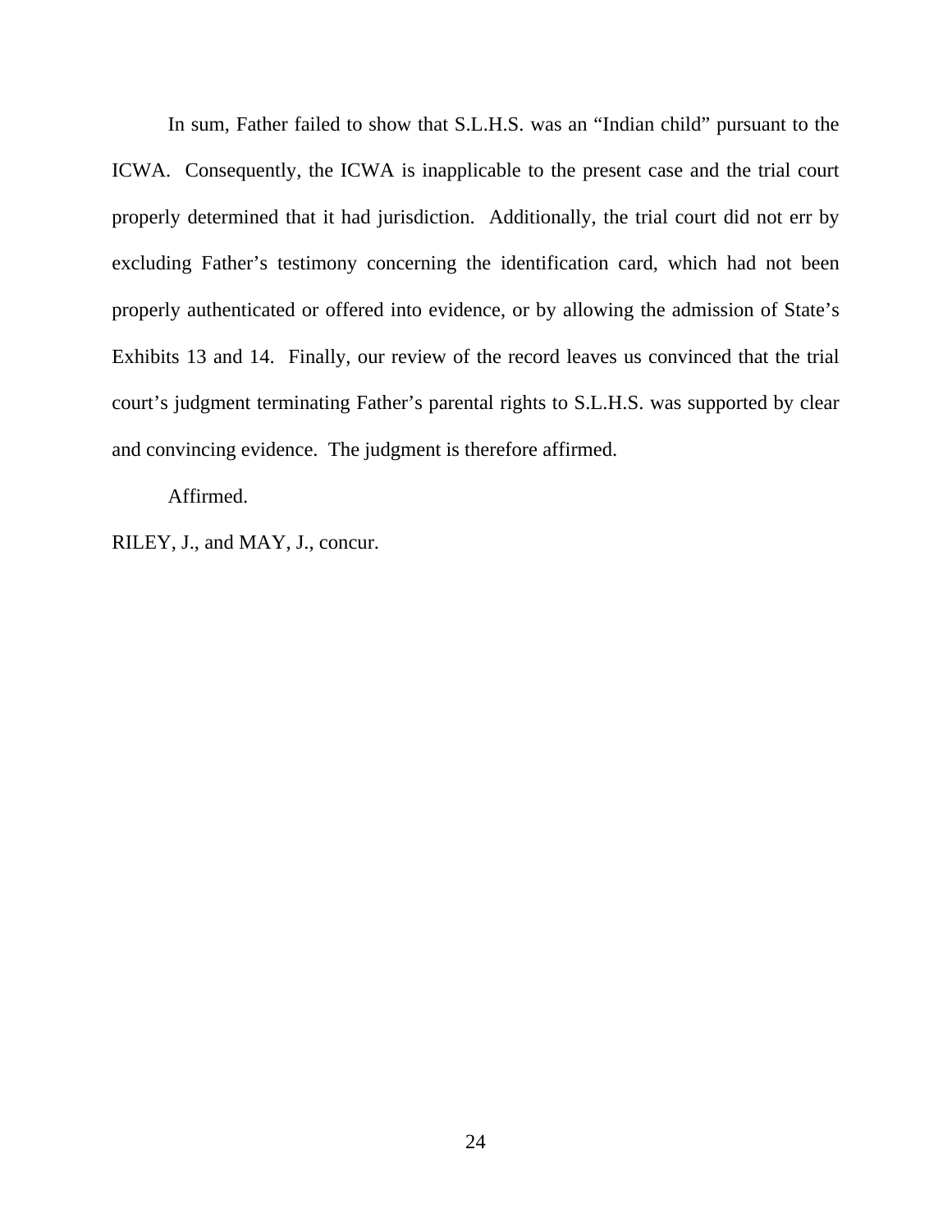In sum, Father failed to show that S.L.H.S. was an "Indian child" pursuant to the ICWA. Consequently, the ICWA is inapplicable to the present case and the trial court properly determined that it had jurisdiction. Additionally, the trial court did not err by excluding Father's testimony concerning the identification card, which had not been properly authenticated or offered into evidence, or by allowing the admission of State's Exhibits 13 and 14. Finally, our review of the record leaves us convinced that the trial court's judgment terminating Father's parental rights to S.L.H.S. was supported by clear and convincing evidence. The judgment is therefore affirmed.

Affirmed.

RILEY, J., and MAY, J., concur.